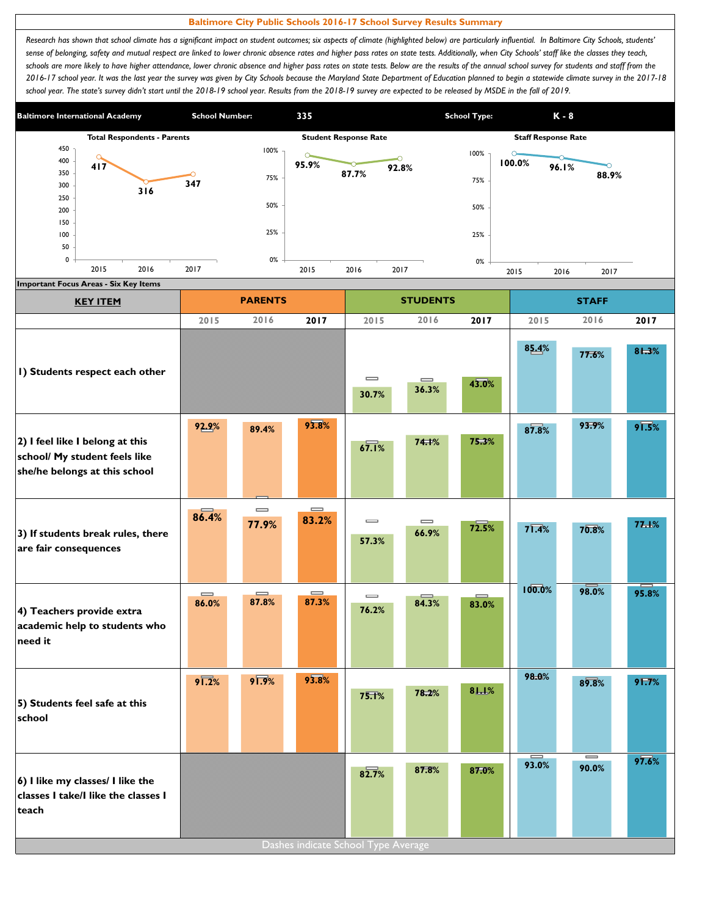# Baltimore City Public Schools 2016-17 School Survey Results Summary

*Research has shown that school climate has a significant impact on student outcomes; six aspects of climate (highlighted below) are particularly influential. In Baltimore City Schools, students' sense of belonging, safety and mutual respect are linked to lower chronic absence rates and higher pass rates on state tests. Additionally, when City Schools' staff like the classes they teach, schools are more likely to have higher attendance, lower chronic absence and higher pass rates on state tests. Below are the results of the annual school survey for students and staff from the 2016-17 school year. It was the last year the survey was given by City Schools because the Maryland State Department of Education planned to begin a statewide climate survey in the 2017-18 school year. The state's survey didn't start until the 2018-19 school year. Results from the 2018-19 survey are expected to be released by MSDE in the fall of 2019.*

| Baltimore International Academy | School Number: | 335 | School Type: | K - 8 |
|---|---|---|---|---|

**Total Respondents - Parents**

| 2015 | 2016 | 2017 |
|---|---|---|
| 417 | 316 | 347 |

**Student Response Rate**

| 2015 | 2016 | 2017 |
|---|---|---|
| 95.9% | 87.7% | 92.8% |

**Staff Response Rate**

| 2015 | 2016 | 2017 |
|---|---|---|
| 100.0% | 96.1% | 88.9% |

**Important Focus Areas - Six Key Items**

| KEY ITEM | PARENTS 2015 | PARENTS 2016 | PARENTS 2017 | STUDENTS 2015 | STUDENTS 2016 | STUDENTS 2017 | STAFF 2015 | STAFF 2016 | STAFF 2017 |
|---|---|---|---|---|---|---|---|---|---|
| 1) Students respect each other | | | | 30.7% | 36.3% | 43.0% | 85.4% | 77.6% | 81.3% |
| 2) I feel like I belong at this school/ My student feels like she/he belongs at this school | 92.9% | 89.4% | 93.8% | 67.1% | 74.1% | 75.3% | 87.8% | 93.9% | 91.5% |
| 3) If students break rules, there are fair consequences | 86.4% | 77.9% | 83.2% | 57.3% | 66.9% | 72.5% | 71.4% | 70.8% | 77.1% |
| 4) Teachers provide extra academic help to students who need it | 86.0% | 87.8% | 87.3% | 76.2% | 84.3% | 83.0% | 100.0% | 98.0% | 95.8% |
| 5) Students feel safe at this school | 91.2% | 91.9% | 93.8% | 75.1% | 78.2% | 81.1% | 98.0% | 89.8% | 91.7% |
| 6) I like my classes/ I like the classes I take/I like the classes I teach | | | | 82.7% | 87.8% | 87.0% | 93.0% | 90.0% | 97.6% |

Dashes indicate School Type Average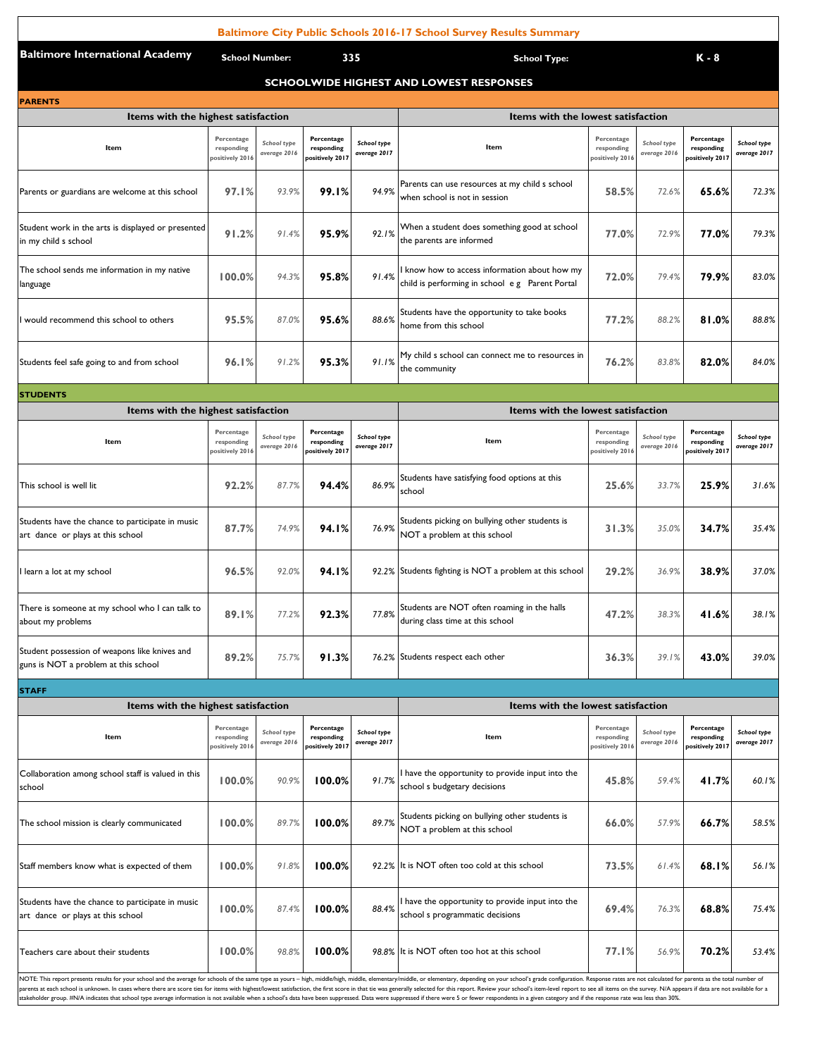# Baltimore City Public Schools 2016-17 School Survey Results Summary

**Baltimore International Academy** | **School Number:** 335 | **School Type:** K - 8

## SCHOOLWIDE HIGHEST AND LOWEST RESPONSES

### PARENTS

| Items with the highest satisfaction | | | | | Items with the lowest satisfaction | | | | |
|---|---|---|---|---|---|---|---|---|---|
| Item | Percentage responding positively 2016 | School type average 2016 | Percentage responding positively 2017 | School type average 2017 | Item | Percentage responding positively 2016 | School type average 2016 | Percentage responding positively 2017 | School type average 2017 |
| Parents or guardians are welcome at this school | 97.1% | 93.9% | 99.1% | 94.9% | Parents can use resources at my child s school when school is not in session | 58.5% | 72.6% | 65.6% | 72.3% |
| Student work in the arts is displayed or presented in my child s school | 91.2% | 91.4% | 95.9% | 92.1% | When a student does something good at school the parents are informed | 77.0% | 72.9% | 77.0% | 79.3% |
| The school sends me information in my native language | 100.0% | 94.3% | 95.8% | 91.4% | I know how to access information about how my child is performing in school e g Parent Portal | 72.0% | 79.4% | 79.9% | 83.0% |
| I would recommend this school to others | 95.5% | 87.0% | 95.6% | 88.6% | Students have the opportunity to take books home from this school | 77.2% | 88.2% | 81.0% | 88.8% |
| Students feel safe going to and from school | 96.1% | 91.2% | 95.3% | 91.1% | My child s school can connect me to resources in the community | 76.2% | 83.8% | 82.0% | 84.0% |

### STUDENTS

| Items with the highest satisfaction | | | | | Items with the lowest satisfaction | | | | |
|---|---|---|---|---|---|---|---|---|---|
| Item | Percentage responding positively 2016 | School type average 2016 | Percentage responding positively 2017 | School type average 2017 | Item | Percentage responding positively 2016 | School type average 2016 | Percentage responding positively 2017 | School type average 2017 |
| This school is well lit | 92.2% | 87.7% | 94.4% | 86.9% | Students have satisfying food options at this school | 25.6% | 33.7% | 25.9% | 31.6% |
| Students have the chance to participate in music art dance or plays at this school | 87.7% | 74.9% | 94.1% | 76.9% | Students picking on bullying other students is NOT a problem at this school | 31.3% | 35.0% | 34.7% | 35.4% |
| I learn a lot at my school | 96.5% | 92.0% | 94.1% | 92.2% | Students fighting is NOT a problem at this school | 29.2% | 36.9% | 38.9% | 37.0% |
| There is someone at my school who I can talk to about my problems | 89.1% | 77.2% | 92.3% | 77.8% | Students are NOT often roaming in the halls during class time at this school | 47.2% | 38.3% | 41.6% | 38.1% |
| Student possession of weapons like knives and guns is NOT a problem at this school | 89.2% | 75.7% | 91.3% | 76.2% | Students respect each other | 36.3% | 39.1% | 43.0% | 39.0% |

### STAFF

| Items with the highest satisfaction | | | | | Items with the lowest satisfaction | | | | |
|---|---|---|---|---|---|---|---|---|---|
| Item | Percentage responding positively 2016 | School type average 2016 | Percentage responding positively 2017 | School type average 2017 | Item | Percentage responding positively 2016 | School type average 2016 | Percentage responding positively 2017 | School type average 2017 |
| Collaboration among school staff is valued in this school | 100.0% | 90.9% | 100.0% | 91.7% | I have the opportunity to provide input into the school s budgetary decisions | 45.8% | 59.4% | 41.7% | 60.1% |
| The school mission is clearly communicated | 100.0% | 89.7% | 100.0% | 89.7% | Students picking on bullying other students is NOT a problem at this school | 66.0% | 57.9% | 66.7% | 58.5% |
| Staff members know what is expected of them | 100.0% | 91.8% | 100.0% | 92.2% | It is NOT often too cold at this school | 73.5% | 61.4% | 68.1% | 56.1% |
| Students have the chance to participate in music art dance or plays at this school | 100.0% | 87.4% | 100.0% | 88.4% | I have the opportunity to provide input into the school s programmatic decisions | 69.4% | 76.3% | 68.8% | 75.4% |
| Teachers care about their students | 100.0% | 98.8% | 100.0% | 98.8% | It is NOT often too hot at this school | 77.1% | 56.9% | 70.2% | 53.4% |

NOTE: This report presents results for your school and the average for schools of the same type as yours – high, middle/high, middle, elementary/middle, or elementary, depending on your school's grade configuration. Response rates are not calculated for parents as the total number of parents at each school is unknown. In cases where there are score ties for items with highest/lowest satisfaction, the first score in that tie was generally selected for this report. Review your school's item-level report to see all items on the survey. N/A appears if data are not available for a stakeholder group. #N/A indicates that school type average information is not available when a school's data have been suppressed. Data were suppressed if there were 5 or fewer respondents in a given category and if the response rate was less than 30%.